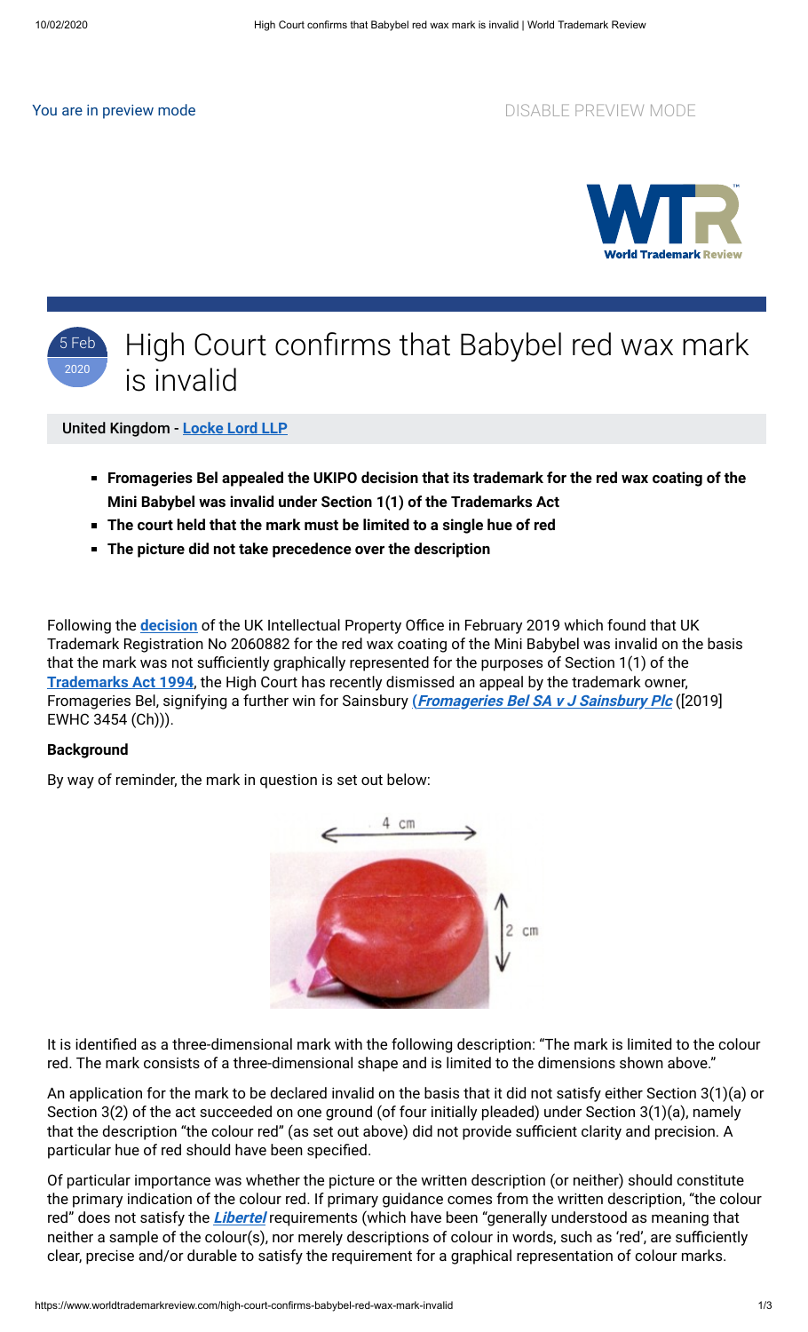You are in preview mode

DISABLE PREVIEW MODE

5 Feb 2020

# High Court confirms that Babybel red wax mark is invalid

United Kingdom - **Locke Lord LLP**

- **Fromageries Bel appealed the UKIPO decision that its trademark for the red wax coating of the Mini Babybel was invalid under Section 1(1) of the Trademarks Act**
- **The court held that the mark must be limited to a single hue of red**
- **The picture did not take precedence over the description**

Following the **decision** of the UK Intellectual Property Office in February 2019 which found that UK Trademark Registration No 2060882 for the red wax coating of the Mini Babybel was invalid on the basis that the mark was not sufficiently graphically represented for the purposes of Section 1(1) of the **Trademarks Act 1994**, the High Court has recently dismissed an appeal by the trademark owner, Fromageries Bel, signifying a further win for Sainsbury (***Fromageries Bel SA v J Sainsbury Plc*** ([2019] EWHC 3454 (Ch))).

**Background**

By way of reminder, the mark in question is set out below:

It is identified as a three-dimensional mark with the following description: "The mark is limited to the colour red. The mark consists of a three-dimensional shape and is limited to the dimensions shown above."

An application for the mark to be declared invalid on the basis that it did not satisfy either Section 3(1)(a) or Section 3(2) of the act succeeded on one ground (of four initially pleaded) under Section 3(1)(a), namely that the description "the colour red" (as set out above) did not provide sufficient clarity and precision. A particular hue of red should have been specified.

Of particular importance was whether the picture or the written description (or neither) should constitute the primary indication of the colour red. If primary guidance comes from the written description, "the colour red" does not satisfy the ***Libertel*** requirements (which have been "generally understood as meaning that neither a sample of the colour(s), nor merely descriptions of colour in words, such as 'red', are sufficiently clear, precise and/or durable to satisfy the requirement for a graphical representation of colour marks.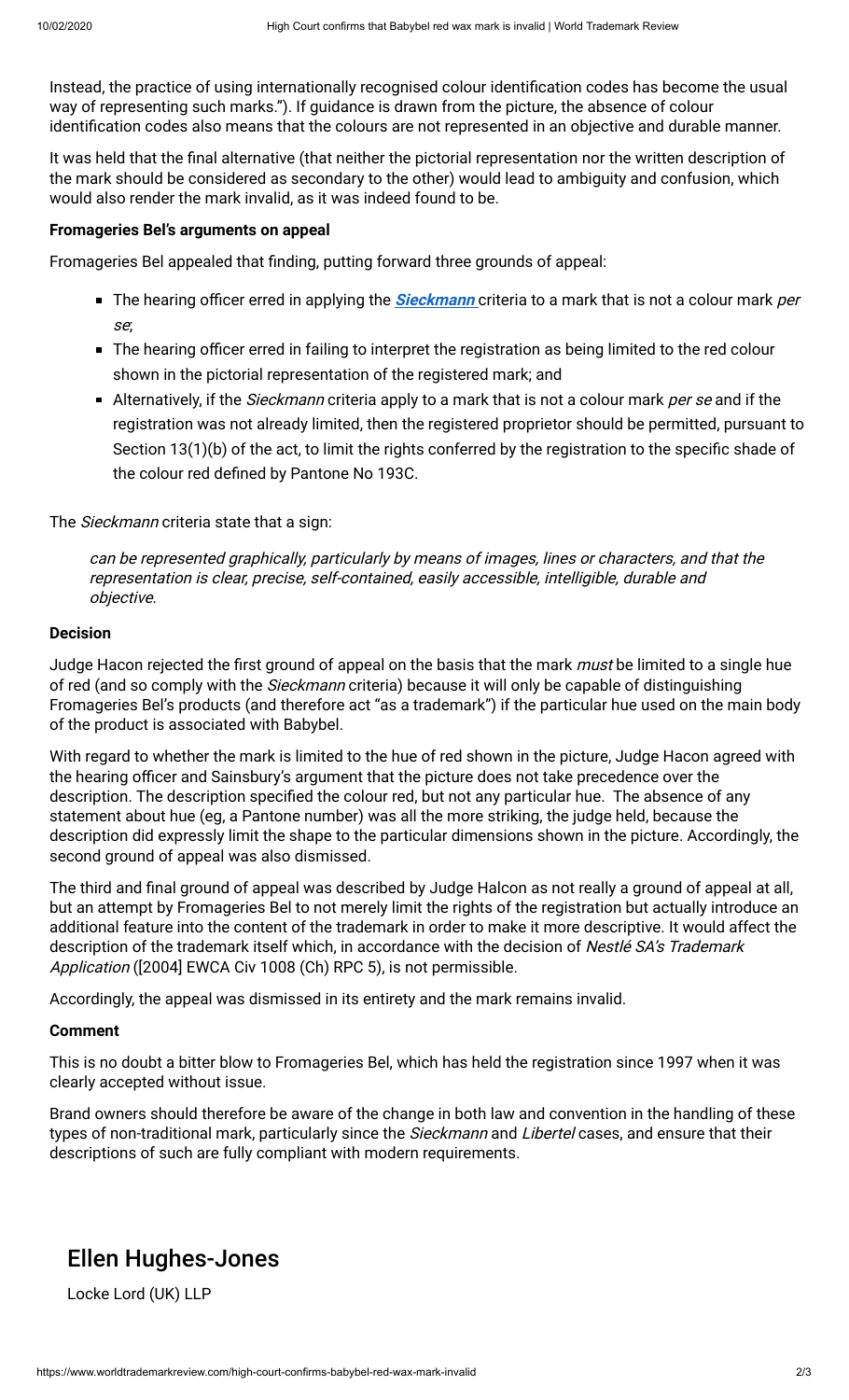Instead, the practice of using internationally recognised colour identification codes has become the usual way of representing such marks."). If guidance is drawn from the picture, the absence of colour identification codes also means that the colours are not represented in an objective and durable manner.

It was held that the final alternative (that neither the pictorial representation nor the written description of the mark should be considered as secondary to the other) would lead to ambiguity and confusion, which would also render the mark invalid, as it was indeed found to be.

**Fromageries Bel's arguments on appeal**

Fromageries Bel appealed that finding, putting forward three grounds of appeal:

- The hearing officer erred in applying the ***Sieckmann*** criteria to a mark that is not a colour mark *per se*;
- The hearing officer erred in failing to interpret the registration as being limited to the red colour shown in the pictorial representation of the registered mark; and
- Alternatively, if the *Sieckmann* criteria apply to a mark that is not a colour mark *per se* and if the registration was not already limited, then the registered proprietor should be permitted, pursuant to Section 13(1)(b) of the act, to limit the rights conferred by the registration to the specific shade of the colour red defined by Pantone No 193C.

The *Sieckmann* criteria state that a sign:

> *can be represented graphically, particularly by means of images, lines or characters, and that the representation is clear, precise, self-contained, easily accessible, intelligible, durable and objective.*

**Decision**

Judge Hacon rejected the first ground of appeal on the basis that the mark *must* be limited to a single hue of red (and so comply with the *Sieckmann* criteria) because it will only be capable of distinguishing Fromageries Bel's products (and therefore act "as a trademark") if the particular hue used on the main body of the product is associated with Babybel.

With regard to whether the mark is limited to the hue of red shown in the picture, Judge Hacon agreed with the hearing officer and Sainsbury's argument that the picture does not take precedence over the description. The description specified the colour red, but not any particular hue. The absence of any statement about hue (eg, a Pantone number) was all the more striking, the judge held, because the description did expressly limit the shape to the particular dimensions shown in the picture. Accordingly, the second ground of appeal was also dismissed.

The third and final ground of appeal was described by Judge Halcon as not really a ground of appeal at all, but an attempt by Fromageries Bel to not merely limit the rights of the registration but actually introduce an additional feature into the content of the trademark in order to make it more descriptive. It would affect the description of the trademark itself which, in accordance with the decision of *Nestlé SA's Trademark Application* ([2004] EWCA Civ 1008 (Ch) RPC 5), is not permissible.

Accordingly, the appeal was dismissed in its entirety and the mark remains invalid.

**Comment**

This is no doubt a bitter blow to Fromageries Bel, which has held the registration since 1997 when it was clearly accepted without issue.

Brand owners should therefore be aware of the change in both law and convention in the handling of these types of non-traditional mark, particularly since the *Sieckmann* and *Libertel* cases, and ensure that their descriptions of such are fully compliant with modern requirements.

## Ellen Hughes-Jones

Locke Lord (UK) LLP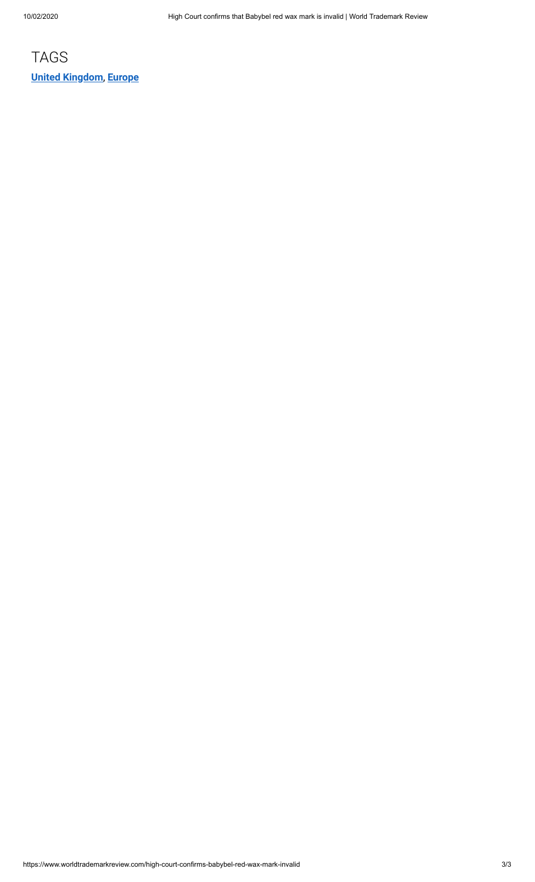# TAGS

[United Kingdom](), [Europe]()